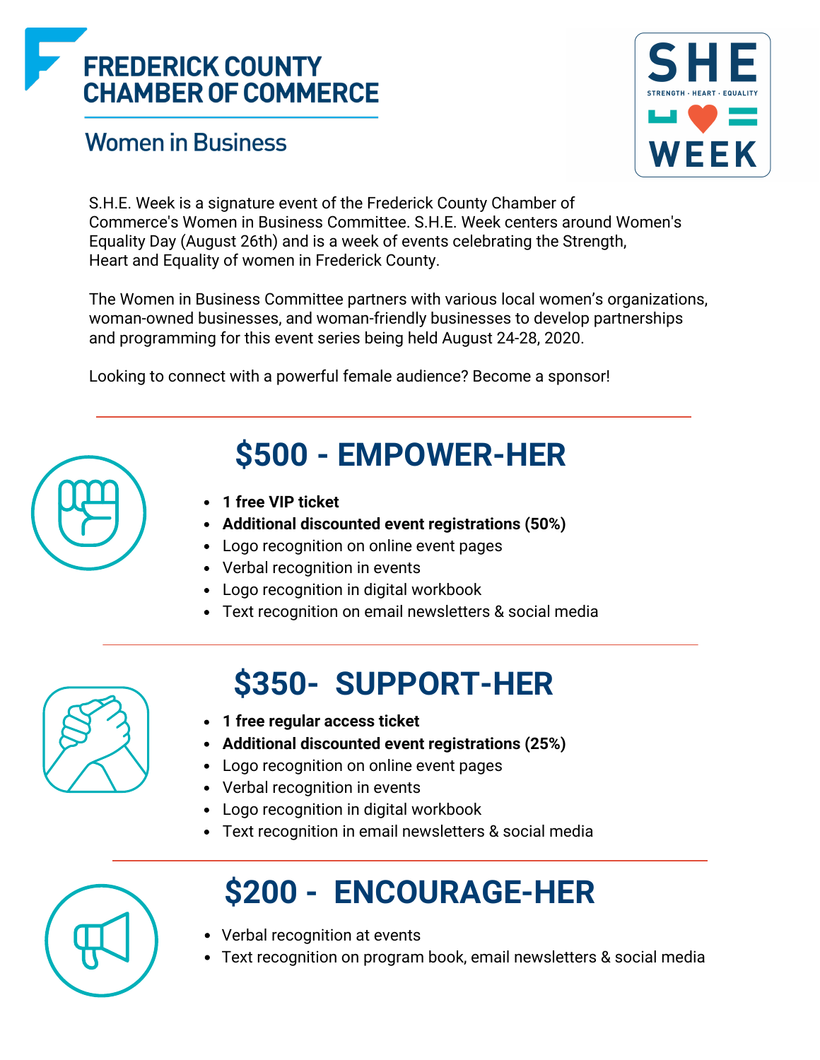# FREDERICK COUNTY CHAMBER OF COMMERCE

## Women in Business

**SHE WEEK** — STRENGTH · HEART · EQUALITY

S.H.E. Week is a signature event of the Frederick County Chamber of Commerce's Women in Business Committee. S.H.E. Week centers around Women's Equality Day (August 26th) and is a week of events celebrating the Strength, Heart and Equality of women in Frederick County.

The Women in Business Committee partners with various local women's organizations, woman-owned businesses, and woman-friendly businesses to develop partnerships and programming for this event series being held August 24-28, 2020.

Looking to connect with a powerful female audience? Become a sponsor!

---

## $500 - EMPOWER-HER

- **1 free VIP ticket**
- **Additional discounted event registrations (50%)**
- Logo recognition on online event pages
- Verbal recognition in events
- Logo recognition in digital workbook
- Text recognition on email newsletters & social media

---

## $350- SUPPORT-HER

- **1 free regular access ticket**
- **Additional discounted event registrations (25%)**
- Logo recognition on online event pages
- Verbal recognition in events
- Logo recognition in digital workbook
- Text recognition in email newsletters & social media

---

## $200 - ENCOURAGE-HER

- Verbal recognition at events
- Text recognition on program book, email newsletters & social media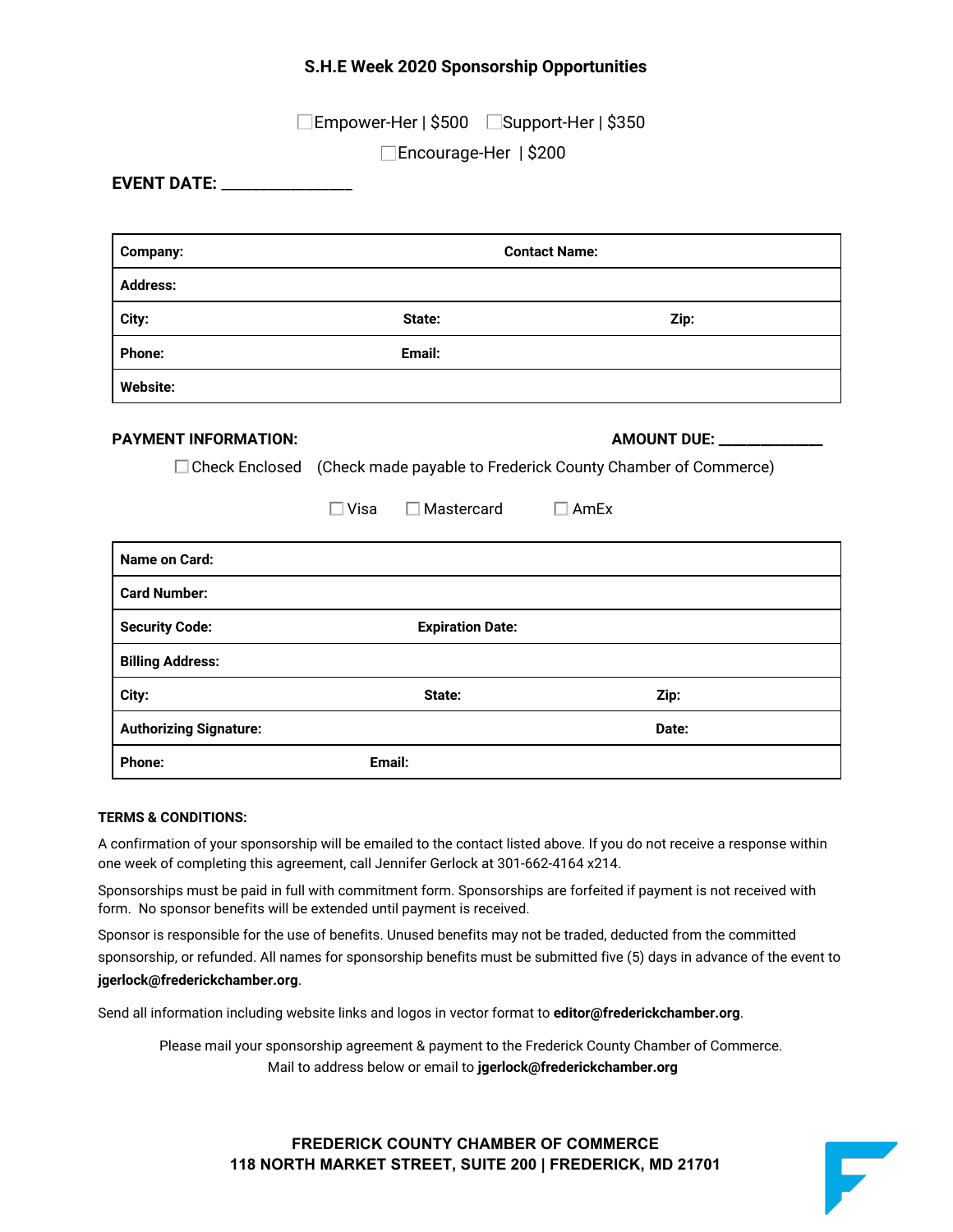## S.H.E Week 2020 Sponsorship Opportunities

☐Empower-Her | $500 ☐Support-Her | $350

☐Encourage-Her | $200

**EVENT DATE:** _______________

| | | |
|---|---|---|
| **Company:** | **Contact Name:** | |
| **Address:** | | |
| **City:** | **State:** | **Zip:** |
| **Phone:** | **Email:** | |
| **Website:** | | |

**PAYMENT INFORMATION:** **AMOUNT DUE:** ____________

☐ Check Enclosed (Check made payable to Frederick County Chamber of Commerce)

☐ Visa ☐ Mastercard ☐ AmEx

| | | |
|---|---|---|
| **Name on Card:** | | |
| **Card Number:** | | |
| **Security Code:** | **Expiration Date:** | |
| **Billing Address:** | | |
| **City:** | **State:** | **Zip:** |
| **Authorizing Signature:** | | **Date:** |
| **Phone:** | **Email:** | |

**TERMS & CONDITIONS:**

A confirmation of your sponsorship will be emailed to the contact listed above. If you do not receive a response within one week of completing this agreement, call Jennifer Gerlock at 301-662-4164 x214.

Sponsorships must be paid in full with commitment form. Sponsorships are forfeited if payment is not received with form. No sponsor benefits will be extended until payment is received.

Sponsor is responsible for the use of benefits. Unused benefits may not be traded, deducted from the committed sponsorship, or refunded. All names for sponsorship benefits must be submitted five (5) days in advance of the event to **jgerlock@frederickchamber.org**.

Send all information including website links and logos in vector format to **editor@frederickchamber.org**.

Please mail your sponsorship agreement & payment to the Frederick County Chamber of Commerce.
Mail to address below or email to **jgerlock@frederickchamber.org**

**FREDERICK COUNTY CHAMBER OF COMMERCE**
**118 NORTH MARKET STREET, SUITE 200 | FREDERICK, MD 21701**